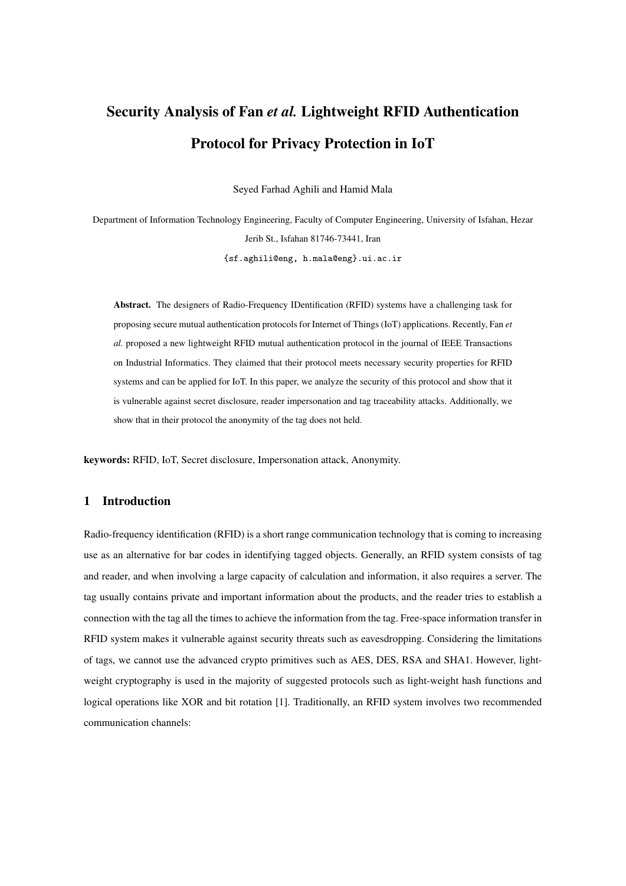# Security Analysis of Fan *et al.* Lightweight RFID Authentication Protocol for Privacy Protection in IoT

Seyed Farhad Aghili and Hamid Mala

Department of Information Technology Engineering, Faculty of Computer Engineering, University of Isfahan, Hezar Jerib St., Isfahan 81746-73441, Iran

{sf.aghili@eng, h.mala@eng}.ui.ac.ir

**Abstract.** The designers of Radio-Frequency IDentification (RFID) systems have a challenging task for proposing secure mutual authentication protocols for Internet of Things (IoT) applications. Recently, Fan *et al.* proposed a new lightweight RFID mutual authentication protocol in the journal of IEEE Transactions on Industrial Informatics. They claimed that their protocol meets necessary security properties for RFID systems and can be applied for IoT. In this paper, we analyze the security of this protocol and show that it is vulnerable against secret disclosure, reader impersonation and tag traceability attacks. Additionally, we show that in their protocol the anonymity of the tag does not held.

**keywords:** RFID, IoT, Secret disclosure, Impersonation attack, Anonymity.

## 1 Introduction

Radio-frequency identification (RFID) is a short range communication technology that is coming to increasing use as an alternative for bar codes in identifying tagged objects. Generally, an RFID system consists of tag and reader, and when involving a large capacity of calculation and information, it also requires a server. The tag usually contains private and important information about the products, and the reader tries to establish a connection with the tag all the times to achieve the information from the tag. Free-space information transfer in RFID system makes it vulnerable against security threats such as eavesdropping. Considering the limitations of tags, we cannot use the advanced crypto primitives such as AES, DES, RSA and SHA1. However, light-weight cryptography is used in the majority of suggested protocols such as light-weight hash functions and logical operations like XOR and bit rotation [1]. Traditionally, an RFID system involves two recommended communication channels: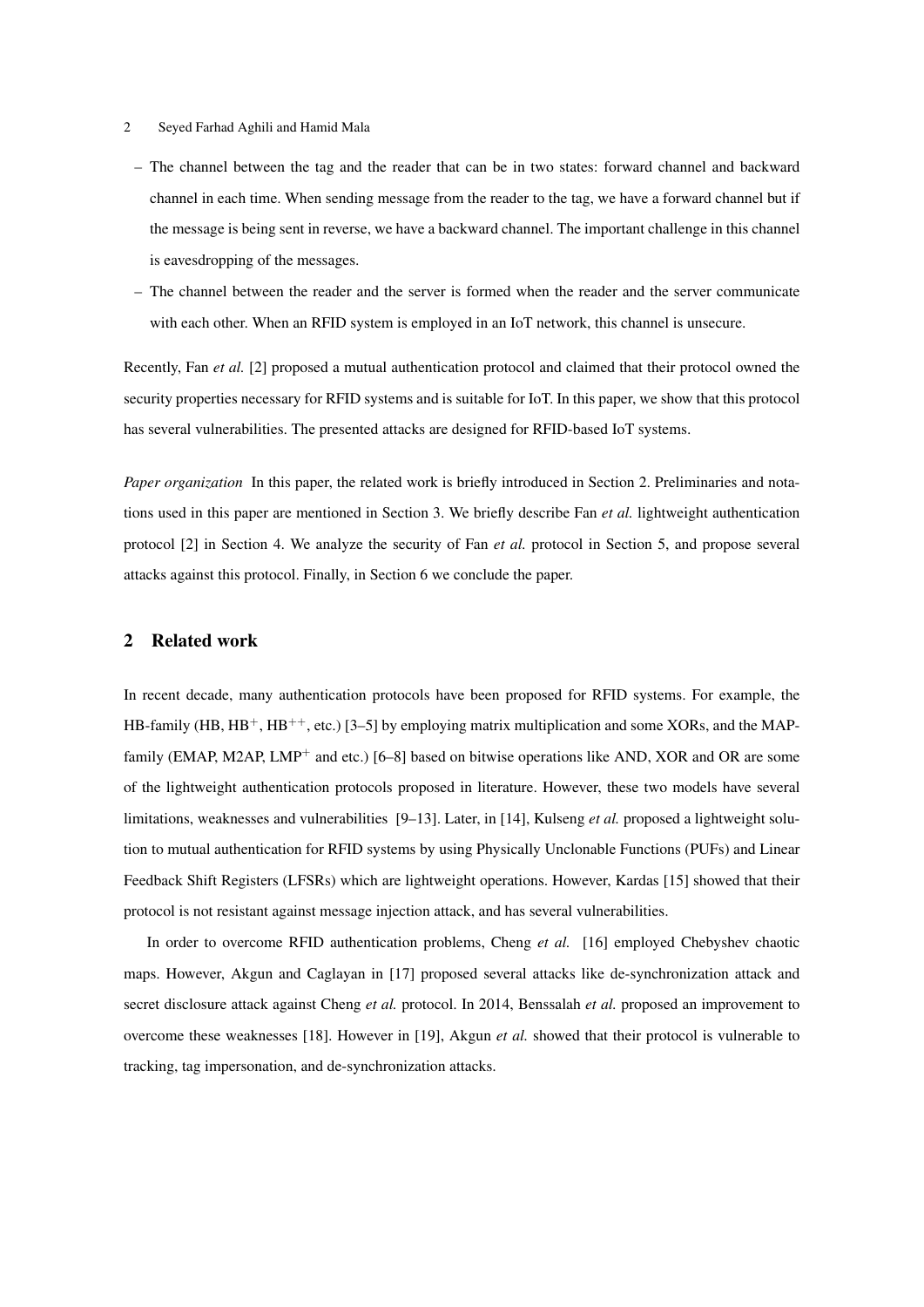- The channel between the tag and the reader that can be in two states: forward channel and backward channel in each time. When sending message from the reader to the tag, we have a forward channel but if the message is being sent in reverse, we have a backward channel. The important challenge in this channel is eavesdropping of the messages.
- The channel between the reader and the server is formed when the reader and the server communicate with each other. When an RFID system is employed in an IoT network, this channel is unsecure.

Recently, Fan *et al.* [2] proposed a mutual authentication protocol and claimed that their protocol owned the security properties necessary for RFID systems and is suitable for IoT. In this paper, we show that this protocol has several vulnerabilities. The presented attacks are designed for RFID-based IoT systems.

*Paper organization* In this paper, the related work is briefly introduced in Section 2. Preliminaries and notations used in this paper are mentioned in Section 3. We briefly describe Fan *et al.* lightweight authentication protocol [2] in Section 4. We analyze the security of Fan *et al.* protocol in Section 5, and propose several attacks against this protocol. Finally, in Section 6 we conclude the paper.

## 2 Related work

In recent decade, many authentication protocols have been proposed for RFID systems. For example, the HB-family (HB, $HB^{+}$, $HB^{++}$, etc.) [3–5] by employing matrix multiplication and some XORs, and the MAP-family (EMAP, M2AP, $LMP^{+}$ and etc.) [6–8] based on bitwise operations like AND, XOR and OR are some of the lightweight authentication protocols proposed in literature. However, these two models have several limitations, weaknesses and vulnerabilities [9–13]. Later, in [14], Kulseng *et al.* proposed a lightweight solution to mutual authentication for RFID systems by using Physically Unclonable Functions (PUFs) and Linear Feedback Shift Registers (LFSRs) which are lightweight operations. However, Kardas [15] showed that their protocol is not resistant against message injection attack, and has several vulnerabilities.

In order to overcome RFID authentication problems, Cheng *et al.* [16] employed Chebyshev chaotic maps. However, Akgun and Caglayan in [17] proposed several attacks like de-synchronization attack and secret disclosure attack against Cheng *et al.* protocol. In 2014, Benssalah *et al.* proposed an improvement to overcome these weaknesses [18]. However in [19], Akgun *et al.* showed that their protocol is vulnerable to tracking, tag impersonation, and de-synchronization attacks.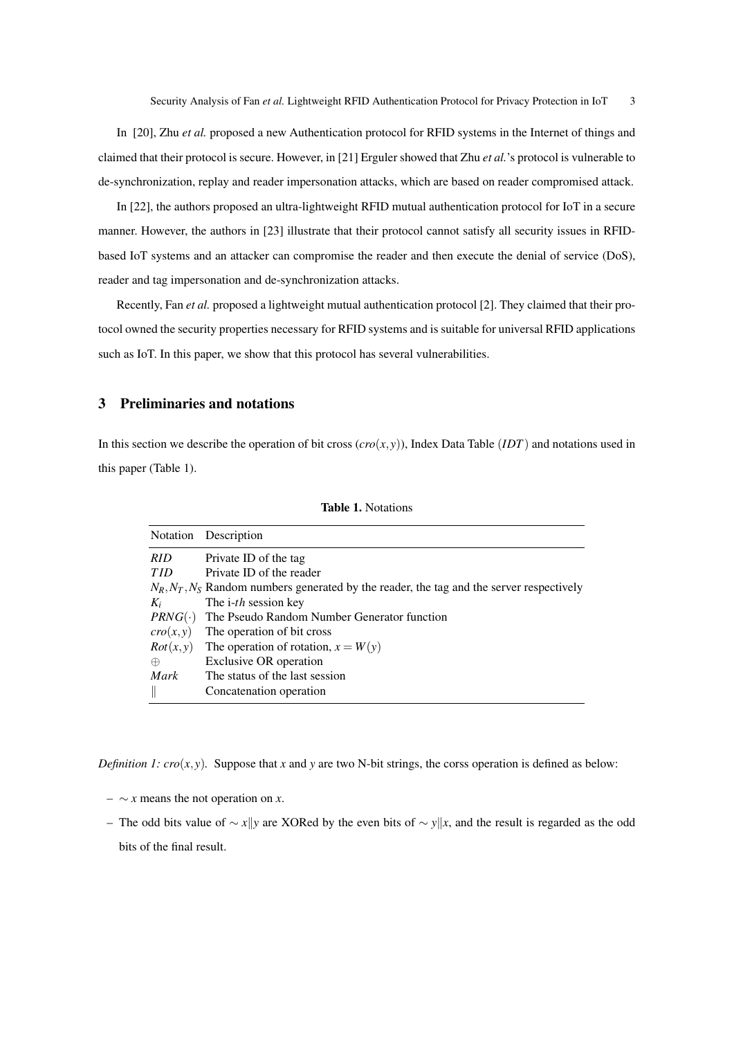In [20], Zhu *et al.* proposed a new Authentication protocol for RFID systems in the Internet of things and claimed that their protocol is secure. However, in [21] Erguler showed that Zhu *et al.*'s protocol is vulnerable to de-synchronization, replay and reader impersonation attacks, which are based on reader compromised attack.

In [22], the authors proposed an ultra-lightweight RFID mutual authentication protocol for IoT in a secure manner. However, the authors in [23] illustrate that their protocol cannot satisfy all security issues in RFID-based IoT systems and an attacker can compromise the reader and then execute the denial of service (DoS), reader and tag impersonation and de-synchronization attacks.

Recently, Fan *et al.* proposed a lightweight mutual authentication protocol [2]. They claimed that their protocol owned the security properties necessary for RFID systems and is suitable for universal RFID applications such as IoT. In this paper, we show that this protocol has several vulnerabilities.

## 3 Preliminaries and notations

In this section we describe the operation of bit cross ($cro(x,y)$), Index Data Table ($IDT$) and notations used in this paper (Table 1).

**Table 1.** Notations

| Notation | Description |
|---|---|
| $RID$ | Private ID of the tag |
| $TID$ | Private ID of the reader |
| $N_R, N_T, N_S$ | Random numbers generated by the reader, the tag and the server respectively |
| $K_i$ | The i-$th$ session key |
| $PRNG(\cdot)$ | The Pseudo Random Number Generator function |
| $cro(x,y)$ | The operation of bit cross |
| $Rot(x,y)$ | The operation of rotation, $x = W(y)$ |
| $\oplus$ | Exclusive OR operation |
| $Mark$ | The status of the last session |
| $\|$ | Concatenation operation |

*Definition 1: $cro(x,y)$.* Suppose that $x$ and $y$ are two N-bit strings, the corss operation is defined as below:

- $\sim x$ means the not operation on $x$.
- The odd bits value of $\sim x \| y$ are XORed by the even bits of $\sim y \| x$, and the result is regarded as the odd bits of the final result.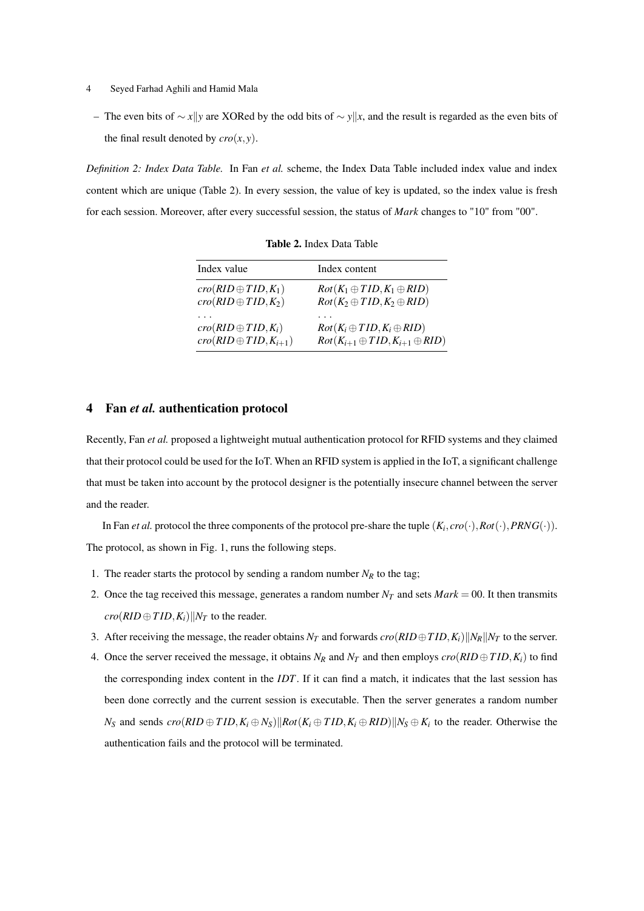– The even bits of $\sim x \| y$ are XORed by the odd bits of $\sim y \| x$, and the result is regarded as the even bits of the final result denoted by $cro(x,y)$.

*Definition 2: Index Data Table.* In Fan *et al.* scheme, the Index Data Table included index value and index content which are unique (Table 2). In every session, the value of key is updated, so the index value is fresh for each session. Moreover, after every successful session, the status of *Mark* changes to "10" from "00".

**Table 2.** Index Data Table

| Index value | Index content |
|---|---|
| $cro(RID \oplus TID, K_1)$ | $Rot(K_1 \oplus TID, K_1 \oplus RID)$ |
| $cro(RID \oplus TID, K_2)$ | $Rot(K_2 \oplus TID, K_2 \oplus RID)$ |
| ... | ... |
| $cro(RID \oplus TID, K_i)$ | $Rot(K_i \oplus TID, K_i \oplus RID)$ |
| $cro(RID \oplus TID, K_{i+1})$ | $Rot(K_{i+1} \oplus TID, K_{i+1} \oplus RID)$ |

## 4 Fan *et al.* authentication protocol

Recently, Fan *et al.* proposed a lightweight mutual authentication protocol for RFID systems and they claimed that their protocol could be used for the IoT. When an RFID system is applied in the IoT, a significant challenge that must be taken into account by the protocol designer is the potentially insecure channel between the server and the reader.

In Fan *et al.* protocol the three components of the protocol pre-share the tuple $(K_i, cro(\cdot), Rot(\cdot), PRNG(\cdot))$. The protocol, as shown in Fig. 1, runs the following steps.

1. The reader starts the protocol by sending a random number $N_R$ to the tag;
2. Once the tag received this message, generates a random number $N_T$ and sets $Mark = 00$. It then transmits $cro(RID \oplus TID, K_i) \| N_T$ to the reader.
3. After receiving the message, the reader obtains $N_T$ and forwards $cro(RID \oplus TID, K_i) \| N_R \| N_T$ to the server.
4. Once the server received the message, it obtains $N_R$ and $N_T$ and then employs $cro(RID \oplus TID, K_i)$ to find the corresponding index content in the $IDT$. If it can find a match, it indicates that the last session has been done correctly and the current session is executable. Then the server generates a random number $N_S$ and sends $cro(RID \oplus TID, K_i \oplus N_S) \| Rot(K_i \oplus TID, K_i \oplus RID) \| N_S \oplus K_i$ to the reader. Otherwise the authentication fails and the protocol will be terminated.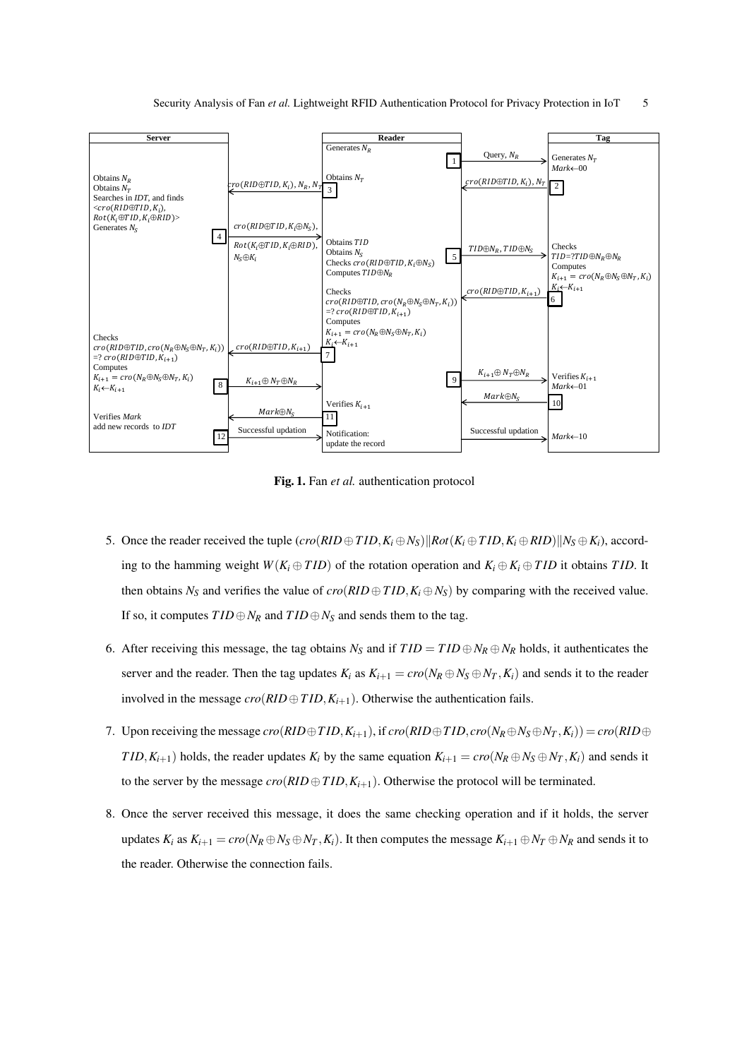**Fig. 1.** Fan *et al.* authentication protocol

5. Once the reader received the tuple $(cro(RID \oplus TID, K_i \oplus N_S) \| Rot(K_i \oplus TID, K_i \oplus RID) \| N_S \oplus K_i)$, according to the hamming weight $W(K_i \oplus TID)$ of the rotation operation and $K_i \oplus K_i \oplus TID$ it obtains $TID$. It then obtains $N_S$ and verifies the value of $cro(RID \oplus TID, K_i \oplus N_S)$ by comparing with the received value. If so, it computes $TID \oplus N_R$ and $TID \oplus N_S$ and sends them to the tag.

6. After receiving this message, the tag obtains $N_S$ and if $TID = TID \oplus N_R \oplus N_R$ holds, it authenticates the server and the reader. Then the tag updates $K_i$ as $K_{i+1} = cro(N_R \oplus N_S \oplus N_T, K_i)$ and sends it to the reader involved in the message $cro(RID \oplus TID, K_{i+1})$. Otherwise the authentication fails.

7. Upon receiving the message $cro(RID \oplus TID, K_{i+1})$, if $cro(RID \oplus TID, cro(N_R \oplus N_S \oplus N_T, K_i)) = cro(RID \oplus TID, K_{i+1})$ holds, the reader updates $K_i$ by the same equation $K_{i+1} = cro(N_R \oplus N_S \oplus N_T, K_i)$ and sends it to the server by the message $cro(RID \oplus TID, K_{i+1})$. Otherwise the protocol will be terminated.

8. Once the server received this message, it does the same checking operation and if it holds, the server updates $K_i$ as $K_{i+1} = cro(N_R \oplus N_S \oplus N_T, K_i)$. It then computes the message $K_{i+1} \oplus N_T \oplus N_R$ and sends it to the reader. Otherwise the connection fails.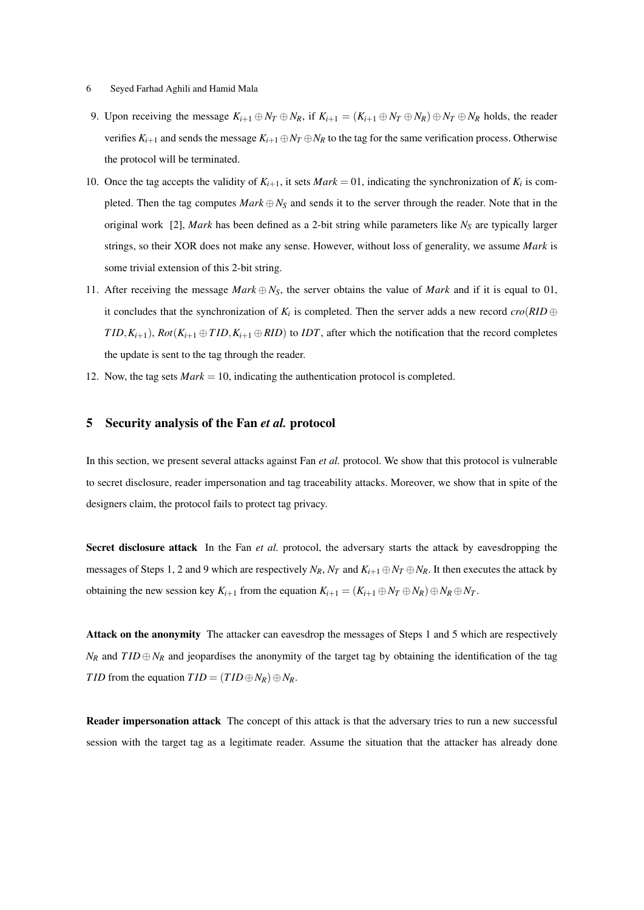9. Upon receiving the message $K_{i+1} \oplus N_T \oplus N_R$, if $K_{i+1} = (K_{i+1} \oplus N_T \oplus N_R) \oplus N_T \oplus N_R$ holds, the reader verifies $K_{i+1}$ and sends the message $K_{i+1} \oplus N_T \oplus N_R$ to the tag for the same verification process. Otherwise the protocol will be terminated.
10. Once the tag accepts the validity of $K_{i+1}$, it sets $Mark = 01$, indicating the synchronization of $K_i$ is completed. Then the tag computes $Mark \oplus N_S$ and sends it to the server through the reader. Note that in the original work [2], $Mark$ has been defined as a 2-bit string while parameters like $N_S$ are typically larger strings, so their XOR does not make any sense. However, without loss of generality, we assume $Mark$ is some trivial extension of this 2-bit string.
11. After receiving the message $Mark \oplus N_S$, the server obtains the value of $Mark$ and if it is equal to 01, it concludes that the synchronization of $K_i$ is completed. Then the server adds a new record $cro(RID \oplus TID, K_{i+1})$, $Rot(K_{i+1} \oplus TID, K_{i+1} \oplus RID)$ to $IDT$, after which the notification that the record completes the update is sent to the tag through the reader.
12. Now, the tag sets $Mark = 10$, indicating the authentication protocol is completed.

## 5 Security analysis of the Fan *et al.* protocol

In this section, we present several attacks against Fan *et al.* protocol. We show that this protocol is vulnerable to secret disclosure, reader impersonation and tag traceability attacks. Moreover, we show that in spite of the designers claim, the protocol fails to protect tag privacy.

**Secret disclosure attack** In the Fan *et al.* protocol, the adversary starts the attack by eavesdropping the messages of Steps 1, 2 and 9 which are respectively $N_R$, $N_T$ and $K_{i+1} \oplus N_T \oplus N_R$. It then executes the attack by obtaining the new session key $K_{i+1}$ from the equation $K_{i+1} = (K_{i+1} \oplus N_T \oplus N_R) \oplus N_R \oplus N_T$.

**Attack on the anonymity** The attacker can eavesdrop the messages of Steps 1 and 5 which are respectively $N_R$ and $TID \oplus N_R$ and jeopardises the anonymity of the target tag by obtaining the identification of the tag $TID$ from the equation $TID = (TID \oplus N_R) \oplus N_R$.

**Reader impersonation attack** The concept of this attack is that the adversary tries to run a new successful session with the target tag as a legitimate reader. Assume the situation that the attacker has already done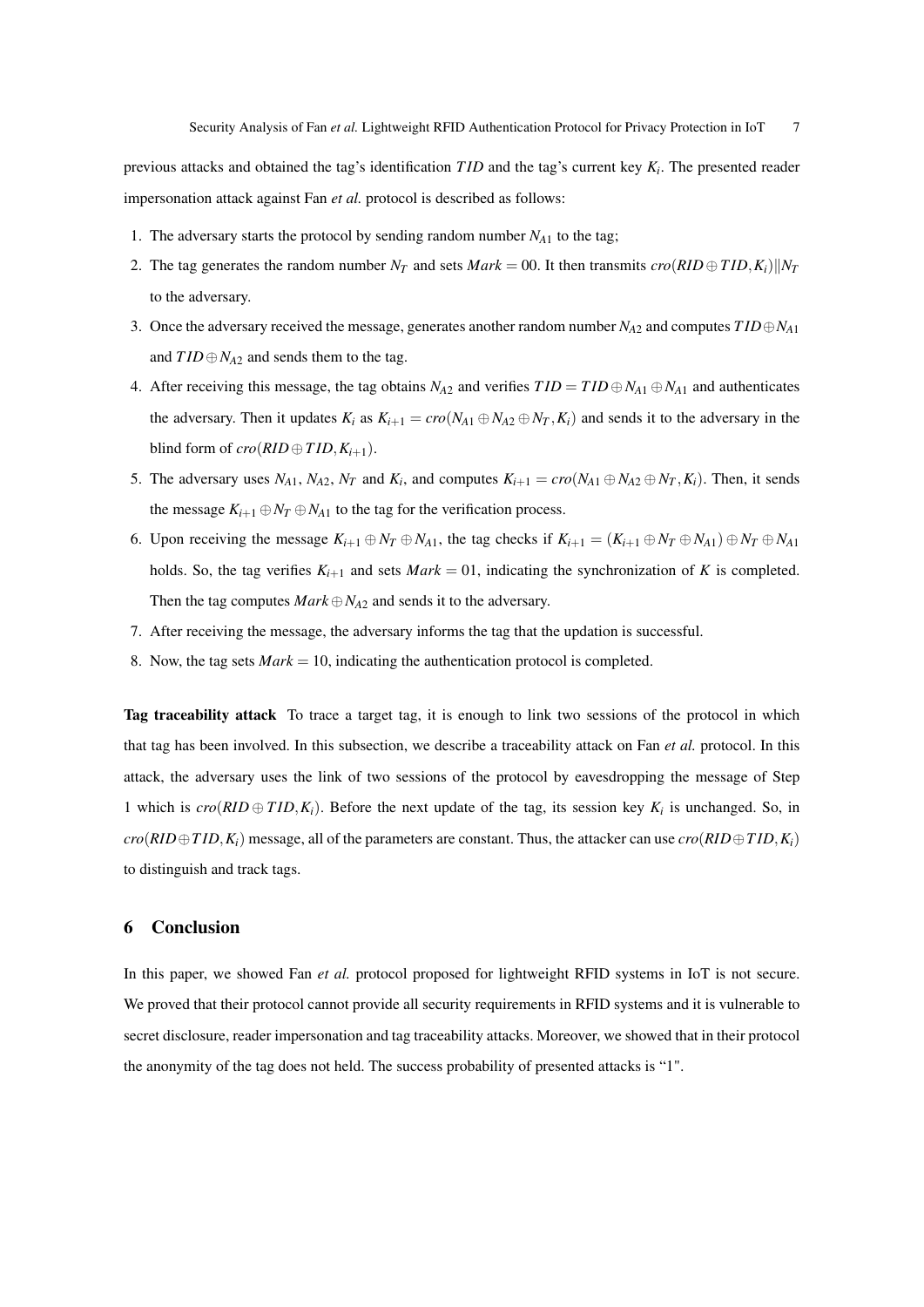previous attacks and obtained the tag's identification $TID$ and the tag's current key $K_i$. The presented reader impersonation attack against Fan *et al.* protocol is described as follows:

1. The adversary starts the protocol by sending random number $N_{A1}$ to the tag;
2. The tag generates the random number $N_T$ and sets $Mark = 00$. It then transmits $cro(RID \oplus TID, K_i) \| N_T$ to the adversary.
3. Once the adversary received the message, generates another random number $N_{A2}$ and computes $TID \oplus N_{A1}$ and $TID \oplus N_{A2}$ and sends them to the tag.
4. After receiving this message, the tag obtains $N_{A2}$ and verifies $TID = TID \oplus N_{A1} \oplus N_{A1}$ and authenticates the adversary. Then it updates $K_i$ as $K_{i+1} = cro(N_{A1} \oplus N_{A2} \oplus N_T, K_i)$ and sends it to the adversary in the blind form of $cro(RID \oplus TID, K_{i+1})$.
5. The adversary uses $N_{A1}$, $N_{A2}$, $N_T$ and $K_i$, and computes $K_{i+1} = cro(N_{A1} \oplus N_{A2} \oplus N_T, K_i)$. Then, it sends the message $K_{i+1} \oplus N_T \oplus N_{A1}$ to the tag for the verification process.
6. Upon receiving the message $K_{i+1} \oplus N_T \oplus N_{A1}$, the tag checks if $K_{i+1} = (K_{i+1} \oplus N_T \oplus N_{A1}) \oplus N_T \oplus N_{A1}$ holds. So, the tag verifies $K_{i+1}$ and sets $Mark = 01$, indicating the synchronization of $K$ is completed. Then the tag computes $Mark \oplus N_{A2}$ and sends it to the adversary.
7. After receiving the message, the adversary informs the tag that the updation is successful.
8. Now, the tag sets $Mark = 10$, indicating the authentication protocol is completed.

**Tag traceability attack** To trace a target tag, it is enough to link two sessions of the protocol in which that tag has been involved. In this subsection, we describe a traceability attack on Fan *et al.* protocol. In this attack, the adversary uses the link of two sessions of the protocol by eavesdropping the message of Step 1 which is $cro(RID \oplus TID, K_i)$. Before the next update of the tag, its session key $K_i$ is unchanged. So, in $cro(RID \oplus TID, K_i)$ message, all of the parameters are constant. Thus, the attacker can use $cro(RID \oplus TID, K_i)$ to distinguish and track tags.

## 6 Conclusion

In this paper, we showed Fan *et al.* protocol proposed for lightweight RFID systems in IoT is not secure. We proved that their protocol cannot provide all security requirements in RFID systems and it is vulnerable to secret disclosure, reader impersonation and tag traceability attacks. Moreover, we showed that in their protocol the anonymity of the tag does not held. The success probability of presented attacks is "1".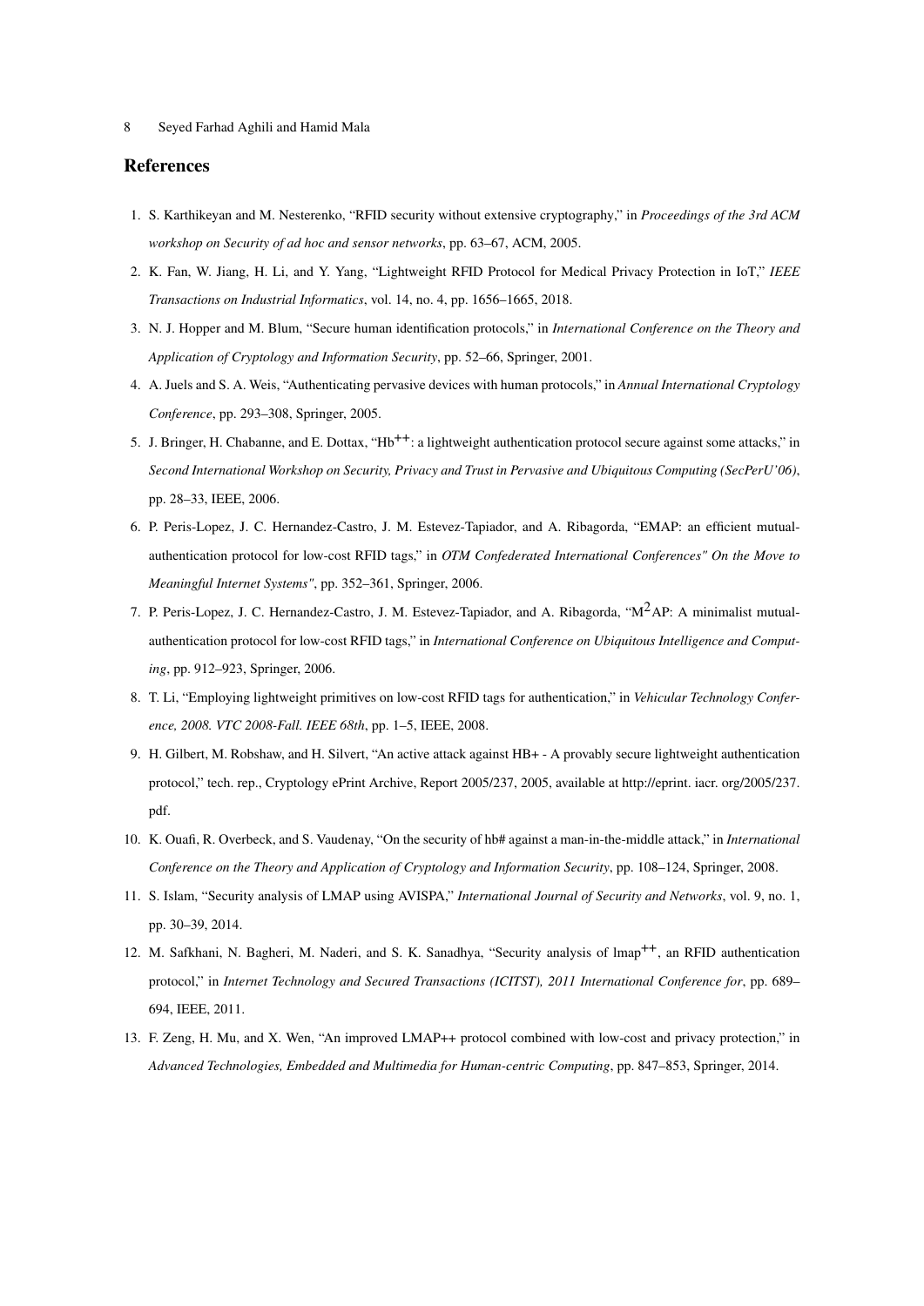## References

1. S. Karthikeyan and M. Nesterenko, "RFID security without extensive cryptography," in *Proceedings of the 3rd ACM workshop on Security of ad hoc and sensor networks*, pp. 63–67, ACM, 2005.
2. K. Fan, W. Jiang, H. Li, and Y. Yang, "Lightweight RFID Protocol for Medical Privacy Protection in IoT," *IEEE Transactions on Industrial Informatics*, vol. 14, no. 4, pp. 1656–1665, 2018.
3. N. J. Hopper and M. Blum, "Secure human identification protocols," in *International Conference on the Theory and Application of Cryptology and Information Security*, pp. 52–66, Springer, 2001.
4. A. Juels and S. A. Weis, "Authenticating pervasive devices with human protocols," in *Annual International Cryptology Conference*, pp. 293–308, Springer, 2005.
5. J. Bringer, H. Chabanne, and E. Dottax, "$Hb^{++}$: a lightweight authentication protocol secure against some attacks," in *Second International Workshop on Security, Privacy and Trust in Pervasive and Ubiquitous Computing (SecPerU'06)*, pp. 28–33, IEEE, 2006.
6. P. Peris-Lopez, J. C. Hernandez-Castro, J. M. Estevez-Tapiador, and A. Ribagorda, "EMAP: an efficient mutual-authentication protocol for low-cost RFID tags," in *OTM Confederated International Conferences" On the Move to Meaningful Internet Systems"*, pp. 352–361, Springer, 2006.
7. P. Peris-Lopez, J. C. Hernandez-Castro, J. M. Estevez-Tapiador, and A. Ribagorda, "$M^2AP$: A minimalist mutual-authentication protocol for low-cost RFID tags," in *International Conference on Ubiquitous Intelligence and Computing*, pp. 912–923, Springer, 2006.
8. T. Li, "Employing lightweight primitives on low-cost RFID tags for authentication," in *Vehicular Technology Conference, 2008. VTC 2008-Fall. IEEE 68th*, pp. 1–5, IEEE, 2008.
9. H. Gilbert, M. Robshaw, and H. Silvert, "An active attack against HB+ - A provably secure lightweight authentication protocol," tech. rep., Cryptology ePrint Archive, Report 2005/237, 2005, available at http://eprint. iacr. org/2005/237. pdf.
10. K. Ouafi, R. Overbeck, and S. Vaudenay, "On the security of hb# against a man-in-the-middle attack," in *International Conference on the Theory and Application of Cryptology and Information Security*, pp. 108–124, Springer, 2008.
11. S. Islam, "Security analysis of LMAP using AVISPA," *International Journal of Security and Networks*, vol. 9, no. 1, pp. 30–39, 2014.
12. M. Safkhani, N. Bagheri, M. Naderi, and S. K. Sanadhya, "Security analysis of $lmap^{++}$, an RFID authentication protocol," in *Internet Technology and Secured Transactions (ICITST), 2011 International Conference for*, pp. 689–694, IEEE, 2011.
13. F. Zeng, H. Mu, and X. Wen, "An improved LMAP++ protocol combined with low-cost and privacy protection," in *Advanced Technologies, Embedded and Multimedia for Human-centric Computing*, pp. 847–853, Springer, 2014.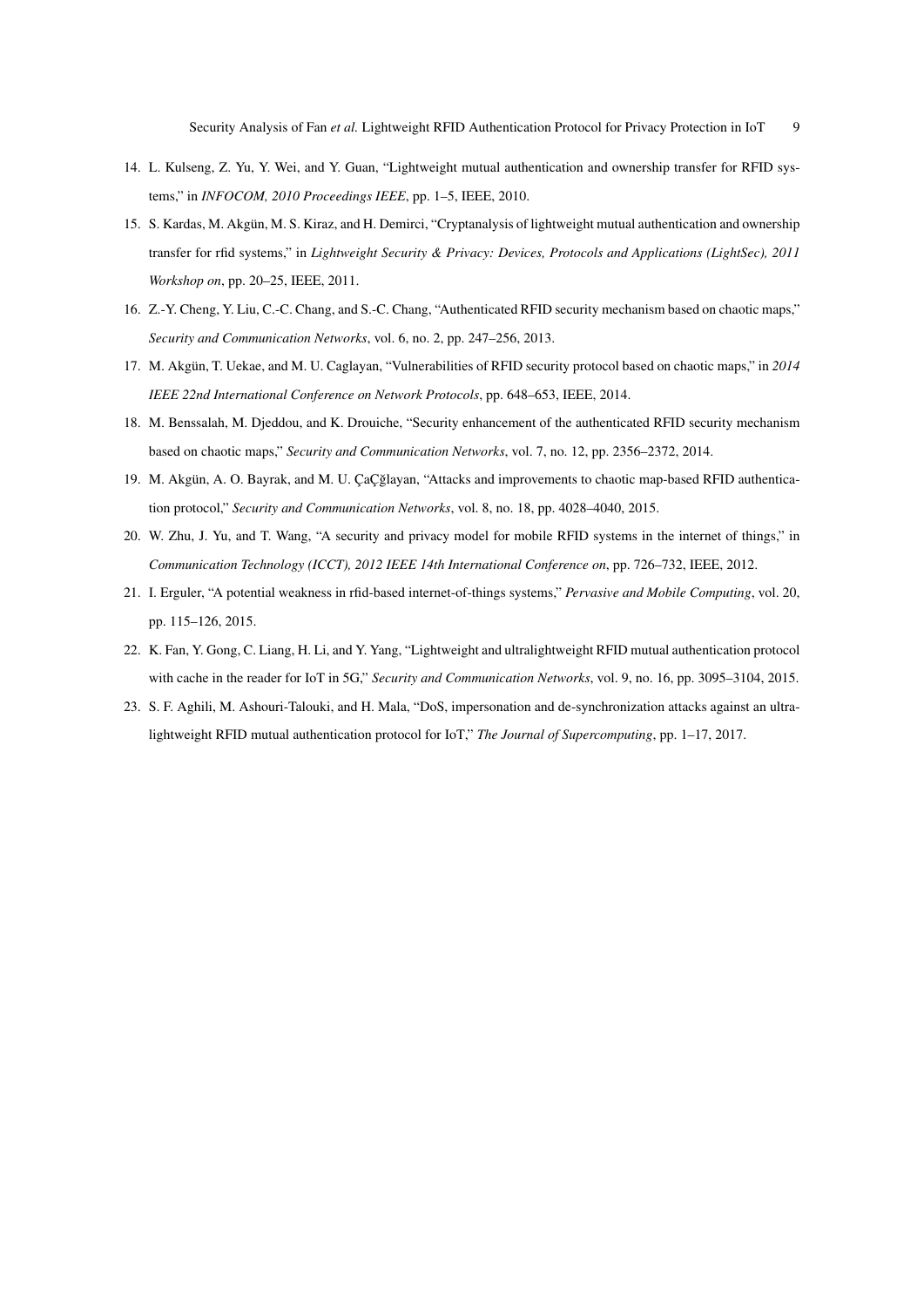14. L. Kulseng, Z. Yu, Y. Wei, and Y. Guan, "Lightweight mutual authentication and ownership transfer for RFID systems," in *INFOCOM, 2010 Proceedings IEEE*, pp. 1–5, IEEE, 2010.
15. S. Kardas, M. Akgün, M. S. Kiraz, and H. Demirci, "Cryptanalysis of lightweight mutual authentication and ownership transfer for rfid systems," in *Lightweight Security & Privacy: Devices, Protocols and Applications (LightSec), 2011 Workshop on*, pp. 20–25, IEEE, 2011.
16. Z.-Y. Cheng, Y. Liu, C.-C. Chang, and S.-C. Chang, "Authenticated RFID security mechanism based on chaotic maps," *Security and Communication Networks*, vol. 6, no. 2, pp. 247–256, 2013.
17. M. Akgün, T. Uekae, and M. U. Caglayan, "Vulnerabilities of RFID security protocol based on chaotic maps," in *2014 IEEE 22nd International Conference on Network Protocols*, pp. 648–653, IEEE, 2014.
18. M. Benssalah, M. Djeddou, and K. Drouiche, "Security enhancement of the authenticated RFID security mechanism based on chaotic maps," *Security and Communication Networks*, vol. 7, no. 12, pp. 2356–2372, 2014.
19. M. Akgün, A. O. Bayrak, and M. U. ÇaÇğlayan, "Attacks and improvements to chaotic map-based RFID authentication protocol," *Security and Communication Networks*, vol. 8, no. 18, pp. 4028–4040, 2015.
20. W. Zhu, J. Yu, and T. Wang, "A security and privacy model for mobile RFID systems in the internet of things," in *Communication Technology (ICCT), 2012 IEEE 14th International Conference on*, pp. 726–732, IEEE, 2012.
21. I. Erguler, "A potential weakness in rfid-based internet-of-things systems," *Pervasive and Mobile Computing*, vol. 20, pp. 115–126, 2015.
22. K. Fan, Y. Gong, C. Liang, H. Li, and Y. Yang, "Lightweight and ultralightweight RFID mutual authentication protocol with cache in the reader for IoT in 5G," *Security and Communication Networks*, vol. 9, no. 16, pp. 3095–3104, 2015.
23. S. F. Aghili, M. Ashouri-Talouki, and H. Mala, "DoS, impersonation and de-synchronization attacks against an ultra-lightweight RFID mutual authentication protocol for IoT," *The Journal of Supercomputing*, pp. 1–17, 2017.